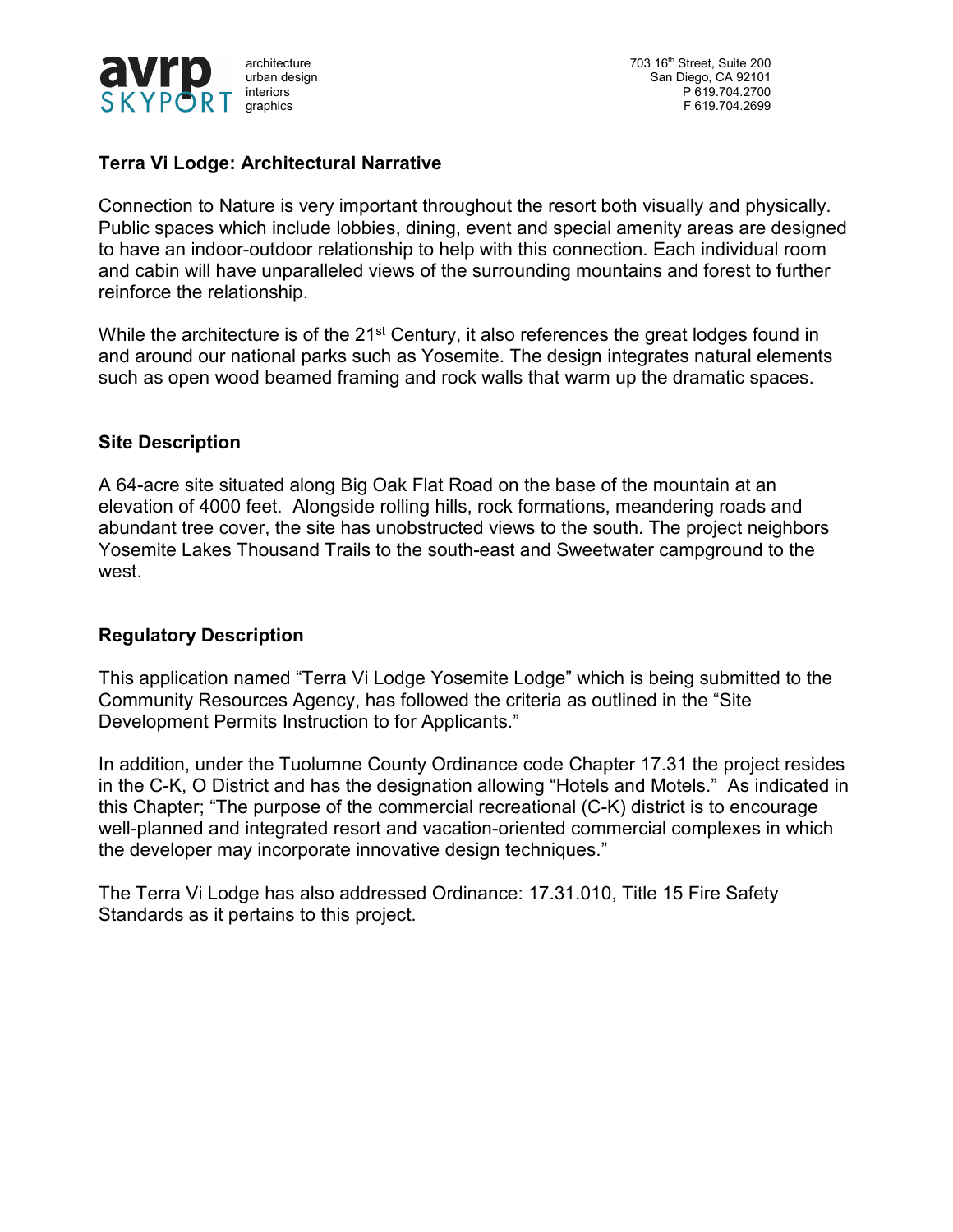avrp SKYPORT architecture urban design interiors graphics

703 16th Street, Suite 200
San Diego, CA 92101
P 619.704.2700
F 619.704.2699

## Terra Vi Lodge: Architectural Narrative

Connection to Nature is very important throughout the resort both visually and physically. Public spaces which include lobbies, dining, event and special amenity areas are designed to have an indoor-outdoor relationship to help with this connection. Each individual room and cabin will have unparalleled views of the surrounding mountains and forest to further reinforce the relationship.

While the architecture is of the 21st Century, it also references the great lodges found in and around our national parks such as Yosemite. The design integrates natural elements such as open wood beamed framing and rock walls that warm up the dramatic spaces.

## Site Description

A 64-acre site situated along Big Oak Flat Road on the base of the mountain at an elevation of 4000 feet. Alongside rolling hills, rock formations, meandering roads and abundant tree cover, the site has unobstructed views to the south. The project neighbors Yosemite Lakes Thousand Trails to the south-east and Sweetwater campground to the west.

## Regulatory Description

This application named "Terra Vi Lodge Yosemite Lodge" which is being submitted to the Community Resources Agency, has followed the criteria as outlined in the "Site Development Permits Instruction to for Applicants."

In addition, under the Tuolumne County Ordinance code Chapter 17.31 the project resides in the C-K, O District and has the designation allowing "Hotels and Motels." As indicated in this Chapter; "The purpose of the commercial recreational (C-K) district is to encourage well-planned and integrated resort and vacation-oriented commercial complexes in which the developer may incorporate innovative design techniques."

The Terra Vi Lodge has also addressed Ordinance: 17.31.010, Title 15 Fire Safety Standards as it pertains to this project.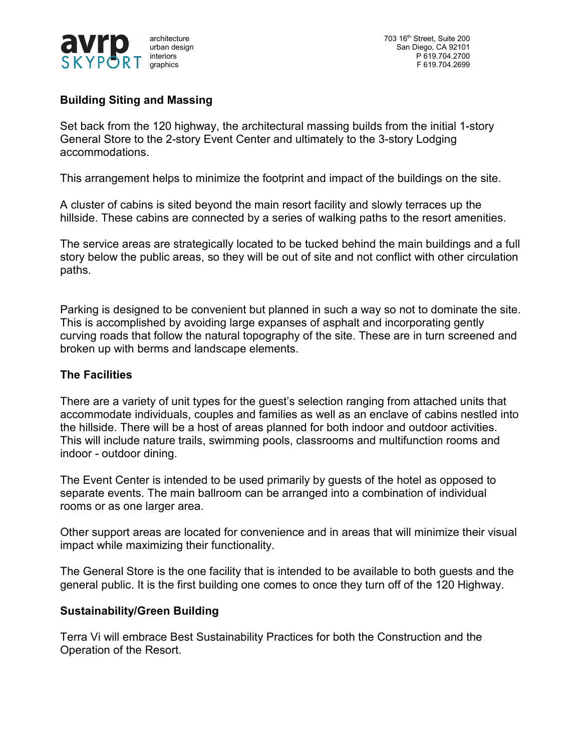## Building Siting and Massing

Set back from the 120 highway, the architectural massing builds from the initial 1-story General Store to the 2-story Event Center and ultimately to the 3-story Lodging accommodations.

This arrangement helps to minimize the footprint and impact of the buildings on the site.

A cluster of cabins is sited beyond the main resort facility and slowly terraces up the hillside. These cabins are connected by a series of walking paths to the resort amenities.

The service areas are strategically located to be tucked behind the main buildings and a full story below the public areas, so they will be out of site and not conflict with other circulation paths.

Parking is designed to be convenient but planned in such a way so not to dominate the site. This is accomplished by avoiding large expanses of asphalt and incorporating gently curving roads that follow the natural topography of the site. These are in turn screened and broken up with berms and landscape elements.

## The Facilities

There are a variety of unit types for the guest's selection ranging from attached units that accommodate individuals, couples and families as well as an enclave of cabins nestled into the hillside. There will be a host of areas planned for both indoor and outdoor activities. This will include nature trails, swimming pools, classrooms and multifunction rooms and indoor - outdoor dining.

The Event Center is intended to be used primarily by guests of the hotel as opposed to separate events. The main ballroom can be arranged into a combination of individual rooms or as one larger area.

Other support areas are located for convenience and in areas that will minimize their visual impact while maximizing their functionality.

The General Store is the one facility that is intended to be available to both guests and the general public. It is the first building one comes to once they turn off of the 120 Highway.

## Sustainability/Green Building

Terra Vi will embrace Best Sustainability Practices for both the Construction and the Operation of the Resort.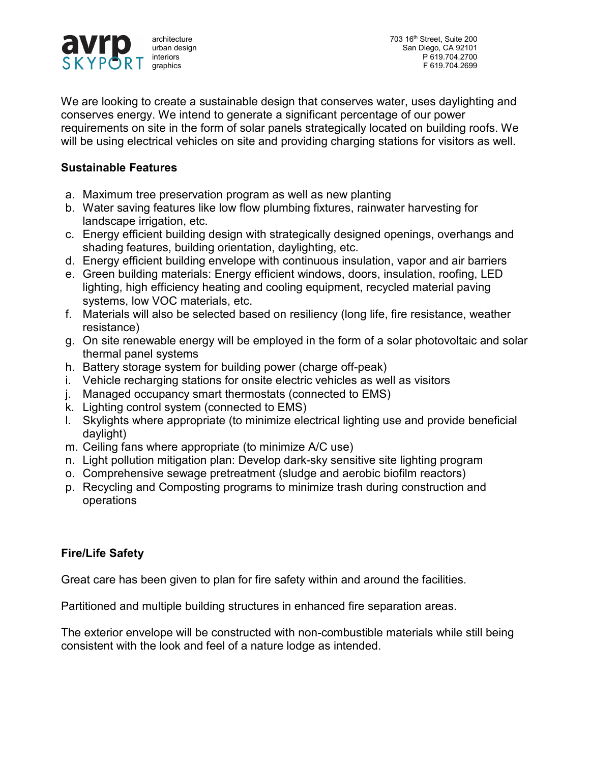We are looking to create a sustainable design that conserves water, uses daylighting and conserves energy. We intend to generate a significant percentage of our power requirements on site in the form of solar panels strategically located on building roofs. We will be using electrical vehicles on site and providing charging stations for visitors as well.

**Sustainable Features**

a. Maximum tree preservation program as well as new planting
b. Water saving features like low flow plumbing fixtures, rainwater harvesting for landscape irrigation, etc.
c. Energy efficient building design with strategically designed openings, overhangs and shading features, building orientation, daylighting, etc.
d. Energy efficient building envelope with continuous insulation, vapor and air barriers
e. Green building materials: Energy efficient windows, doors, insulation, roofing, LED lighting, high efficiency heating and cooling equipment, recycled material paving systems, low VOC materials, etc.
f. Materials will also be selected based on resiliency (long life, fire resistance, weather resistance)
g. On site renewable energy will be employed in the form of a solar photovoltaic and solar thermal panel systems
h. Battery storage system for building power (charge off-peak)
i. Vehicle recharging stations for onsite electric vehicles as well as visitors
j. Managed occupancy smart thermostats (connected to EMS)
k. Lighting control system (connected to EMS)
l. Skylights where appropriate (to minimize electrical lighting use and provide beneficial daylight)
m. Ceiling fans where appropriate (to minimize A/C use)
n. Light pollution mitigation plan: Develop dark-sky sensitive site lighting program
o. Comprehensive sewage pretreatment (sludge and aerobic biofilm reactors)
p. Recycling and Composting programs to minimize trash during construction and operations

**Fire/Life Safety**

Great care has been given to plan for fire safety within and around the facilities.

Partitioned and multiple building structures in enhanced fire separation areas.

The exterior envelope will be constructed with non-combustible materials while still being consistent with the look and feel of a nature lodge as intended.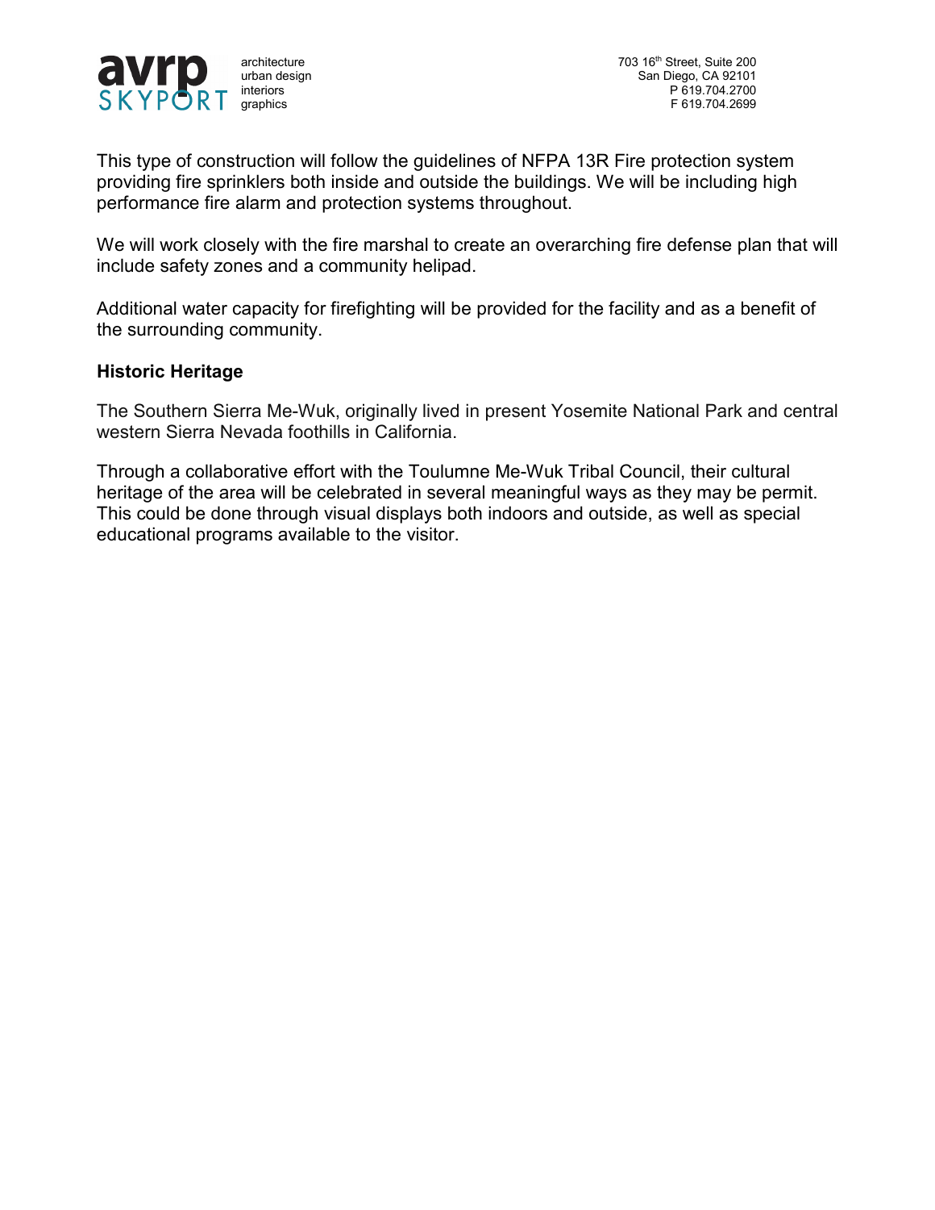This type of construction will follow the guidelines of NFPA 13R Fire protection system providing fire sprinklers both inside and outside the buildings. We will be including high performance fire alarm and protection systems throughout.

We will work closely with the fire marshal to create an overarching fire defense plan that will include safety zones and a community helipad.

Additional water capacity for firefighting will be provided for the facility and as a benefit of the surrounding community.

**Historic Heritage**

The Southern Sierra Me-Wuk, originally lived in present Yosemite National Park and central western Sierra Nevada foothills in California.

Through a collaborative effort with the Toulumne Me-Wuk Tribal Council, their cultural heritage of the area will be celebrated in several meaningful ways as they may be permit. This could be done through visual displays both indoors and outside, as well as special educational programs available to the visitor.